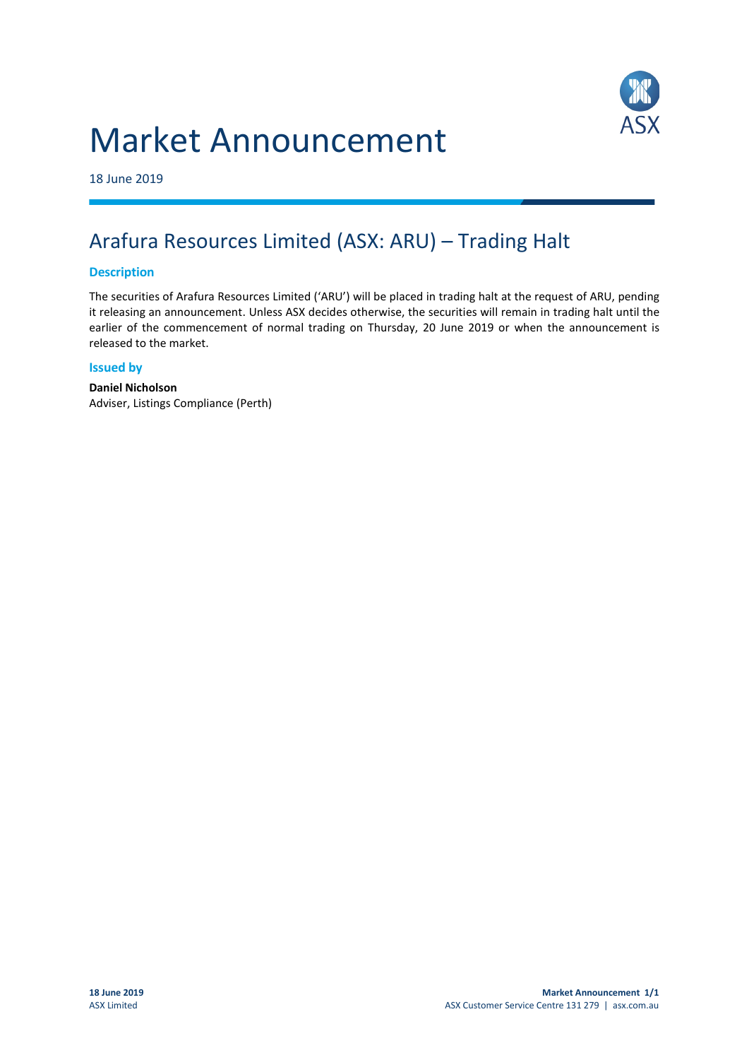# Market Announcement

18 June 2019

## Arafura Resources Limited (ASX: ARU) – Trading Halt

### Description

The securities of Arafura Resources Limited ('ARU') will be placed in trading halt at the request of ARU, pending it releasing an announcement. Unless ASX decides otherwise, the securities will remain in trading halt until the earlier of the commencement of normal trading on Thursday, 20 June 2019 or when the announcement is released to the market.

### Issued by

**Daniel Nicholson**
Adviser, Listings Compliance (Perth)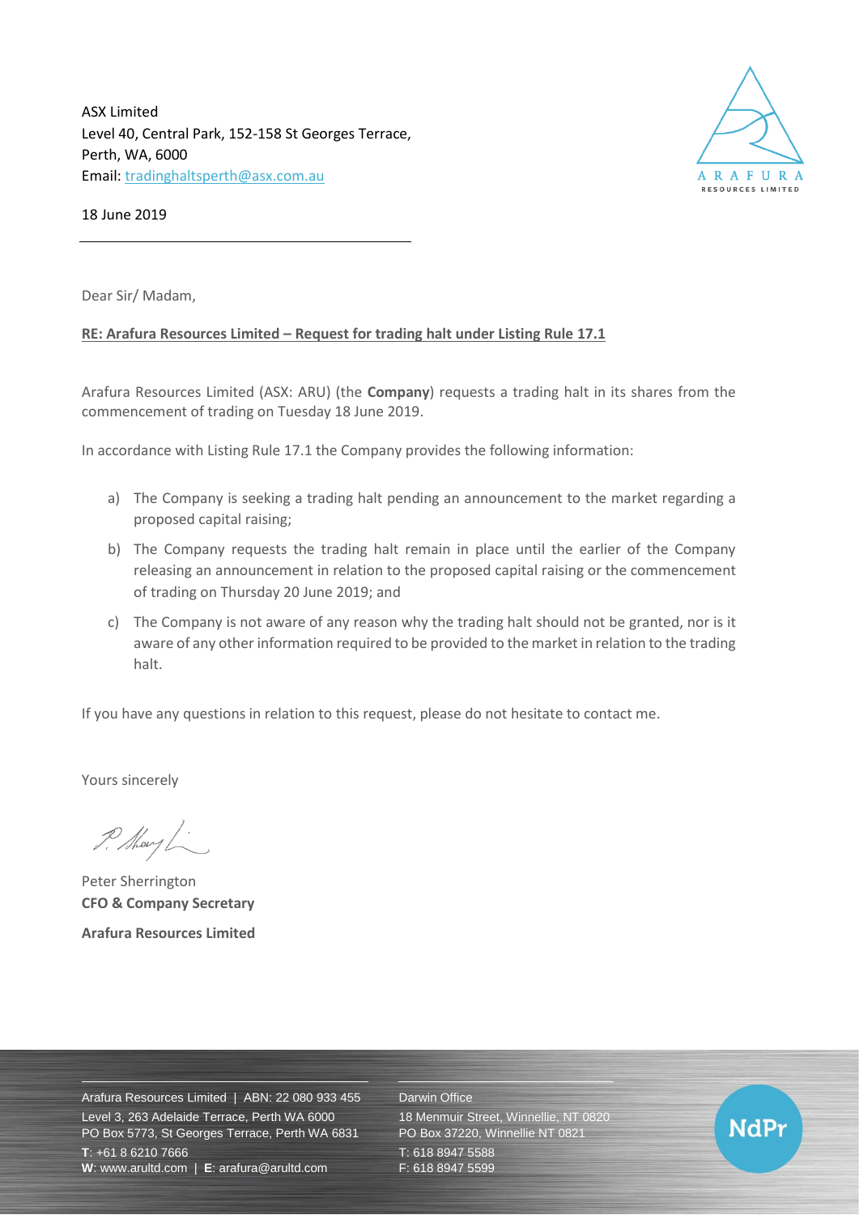ASX Limited
Level 40, Central Park, 152-158 St Georges Terrace,
Perth, WA, 6000
Email: tradinghaltsperth@asx.com.au

18 June 2019

Dear Sir/ Madam,

**RE: Arafura Resources Limited – Request for trading halt under Listing Rule 17.1**

Arafura Resources Limited (ASX: ARU) (the **Company**) requests a trading halt in its shares from the commencement of trading on Tuesday 18 June 2019.

In accordance with Listing Rule 17.1 the Company provides the following information:

a) The Company is seeking a trading halt pending an announcement to the market regarding a proposed capital raising;

b) The Company requests the trading halt remain in place until the earlier of the Company releasing an announcement in relation to the proposed capital raising or the commencement of trading on Thursday 20 June 2019; and

c) The Company is not aware of any reason why the trading halt should not be granted, nor is it aware of any other information required to be provided to the market in relation to the trading halt.

If you have any questions in relation to this request, please do not hesitate to contact me.

Yours sincerely

Peter Sherrington
**CFO & Company Secretary**

**Arafura Resources Limited**

Arafura Resources Limited | ABN: 22 080 933 455
Level 3, 263 Adelaide Terrace, Perth WA 6000
PO Box 5773, St Georges Terrace, Perth WA 6831
**T**: +61 8 6210 7666
**W**: www.arultd.com | **E**: arafura@arultd.com

Darwin Office
18 Menmuir Street, Winnellie, NT 0820
PO Box 37220, Winnellie NT 0821
T: 618 8947 5588
F: 618 8947 5599